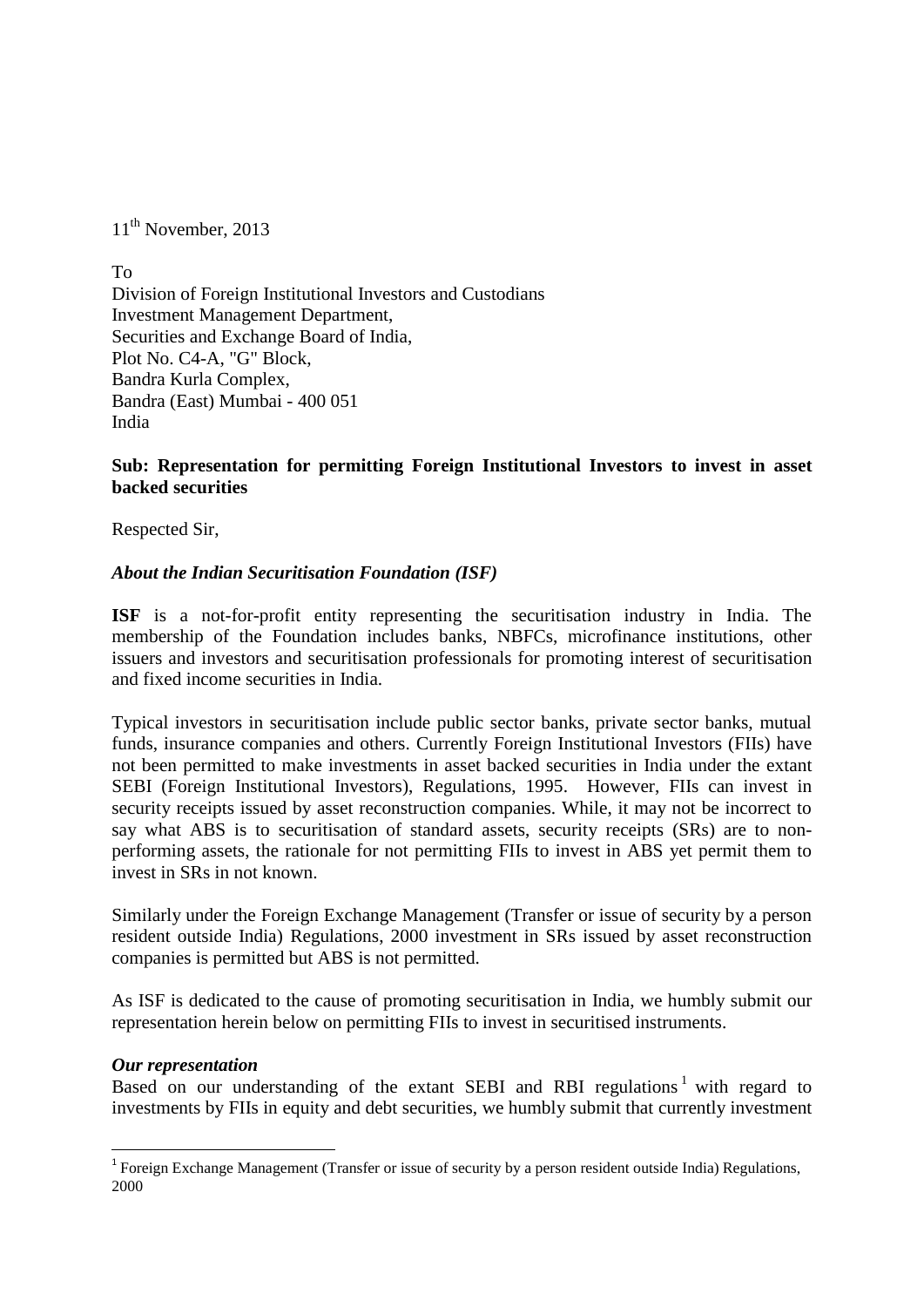11th November, 2013

To
Division of Foreign Institutional Investors and Custodians
Investment Management Department,
Securities and Exchange Board of India,
Plot No. C4-A, "G" Block,
Bandra Kurla Complex,
Bandra (East) Mumbai - 400 051
India

**Sub: Representation for permitting Foreign Institutional Investors to invest in asset backed securities**

Respected Sir,

***About the Indian Securitisation Foundation (ISF)***

**ISF** is a not-for-profit entity representing the securitisation industry in India. The membership of the Foundation includes banks, NBFCs, microfinance institutions, other issuers and investors and securitisation professionals for promoting interest of securitisation and fixed income securities in India.

Typical investors in securitisation include public sector banks, private sector banks, mutual funds, insurance companies and others. Currently Foreign Institutional Investors (FIIs) have not been permitted to make investments in asset backed securities in India under the extant SEBI (Foreign Institutional Investors), Regulations, 1995. However, FIIs can invest in security receipts issued by asset reconstruction companies. While, it may not be incorrect to say what ABS is to securitisation of standard assets, security receipts (SRs) are to non-performing assets, the rationale for not permitting FIIs to invest in ABS yet permit them to invest in SRs in not known.

Similarly under the Foreign Exchange Management (Transfer or issue of security by a person resident outside India) Regulations, 2000 investment in SRs issued by asset reconstruction companies is permitted but ABS is not permitted.

As ISF is dedicated to the cause of promoting securitisation in India, we humbly submit our representation herein below on permitting FIIs to invest in securitised instruments.

***Our representation***

Based on our understanding of the extant SEBI and RBI regulations[1] with regard to investments by FIIs in equity and debt securities, we humbly submit that currently investment

[1] Foreign Exchange Management (Transfer or issue of security by a person resident outside India) Regulations, 2000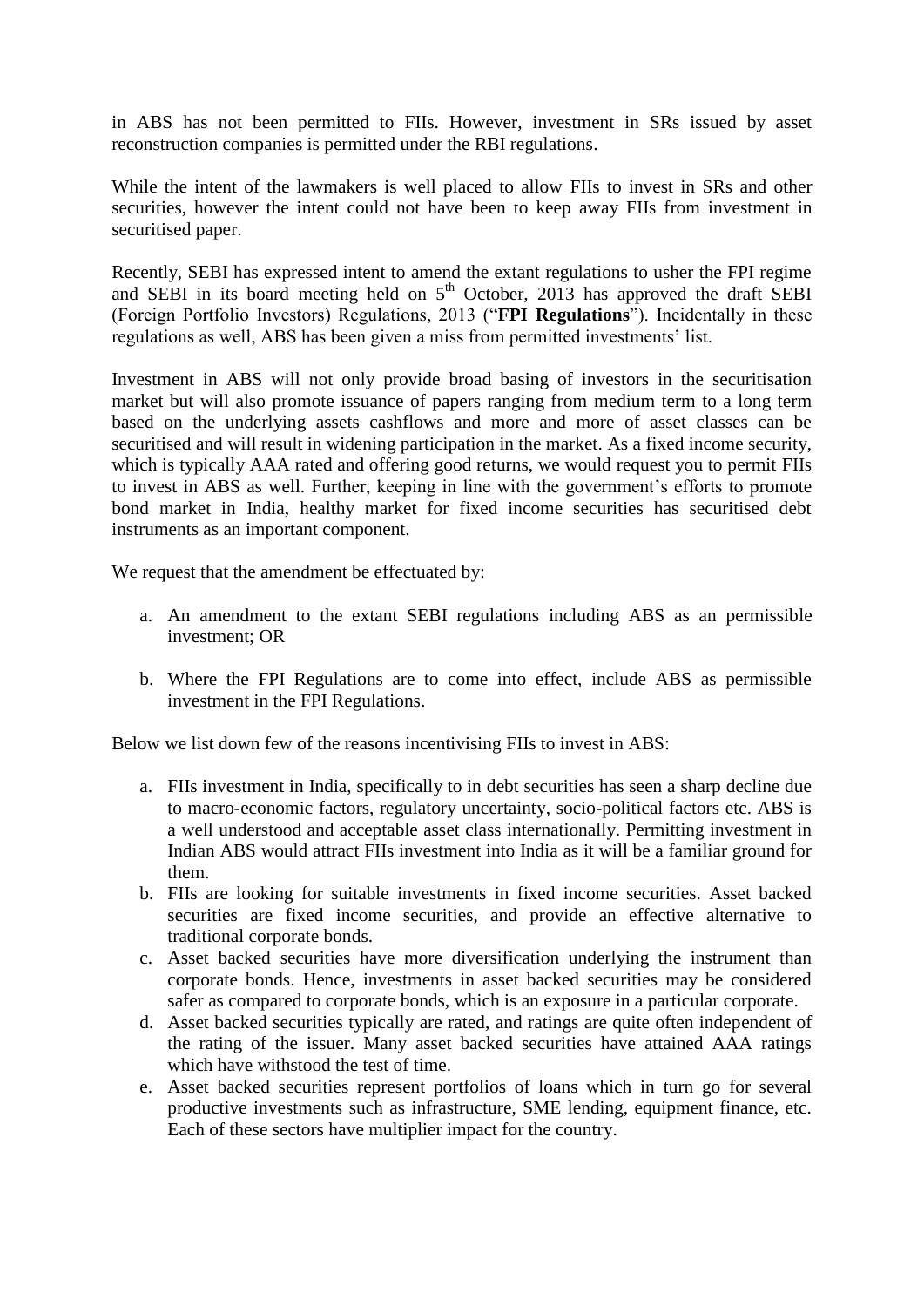in ABS has not been permitted to FIIs. However, investment in SRs issued by asset reconstruction companies is permitted under the RBI regulations.

While the intent of the lawmakers is well placed to allow FIIs to invest in SRs and other securities, however the intent could not have been to keep away FIIs from investment in securitised paper.

Recently, SEBI has expressed intent to amend the extant regulations to usher the FPI regime and SEBI in its board meeting held on 5th October, 2013 has approved the draft SEBI (Foreign Portfolio Investors) Regulations, 2013 ("**FPI Regulations**"). Incidentally in these regulations as well, ABS has been given a miss from permitted investments' list.

Investment in ABS will not only provide broad basing of investors in the securitisation market but will also promote issuance of papers ranging from medium term to a long term based on the underlying assets cashflows and more and more of asset classes can be securitised and will result in widening participation in the market. As a fixed income security, which is typically AAA rated and offering good returns, we would request you to permit FIIs to invest in ABS as well. Further, keeping in line with the government's efforts to promote bond market in India, healthy market for fixed income securities has securitised debt instruments as an important component.

We request that the amendment be effectuated by:

a. An amendment to the extant SEBI regulations including ABS as an permissible investment; OR

b. Where the FPI Regulations are to come into effect, include ABS as permissible investment in the FPI Regulations.

Below we list down few of the reasons incentivising FIIs to invest in ABS:

a. FIIs investment in India, specifically to in debt securities has seen a sharp decline due to macro-economic factors, regulatory uncertainty, socio-political factors etc. ABS is a well understood and acceptable asset class internationally. Permitting investment in Indian ABS would attract FIIs investment into India as it will be a familiar ground for them.
b. FIIs are looking for suitable investments in fixed income securities. Asset backed securities are fixed income securities, and provide an effective alternative to traditional corporate bonds.
c. Asset backed securities have more diversification underlying the instrument than corporate bonds. Hence, investments in asset backed securities may be considered safer as compared to corporate bonds, which is an exposure in a particular corporate.
d. Asset backed securities typically are rated, and ratings are quite often independent of the rating of the issuer. Many asset backed securities have attained AAA ratings which have withstood the test of time.
e. Asset backed securities represent portfolios of loans which in turn go for several productive investments such as infrastructure, SME lending, equipment finance, etc. Each of these sectors have multiplier impact for the country.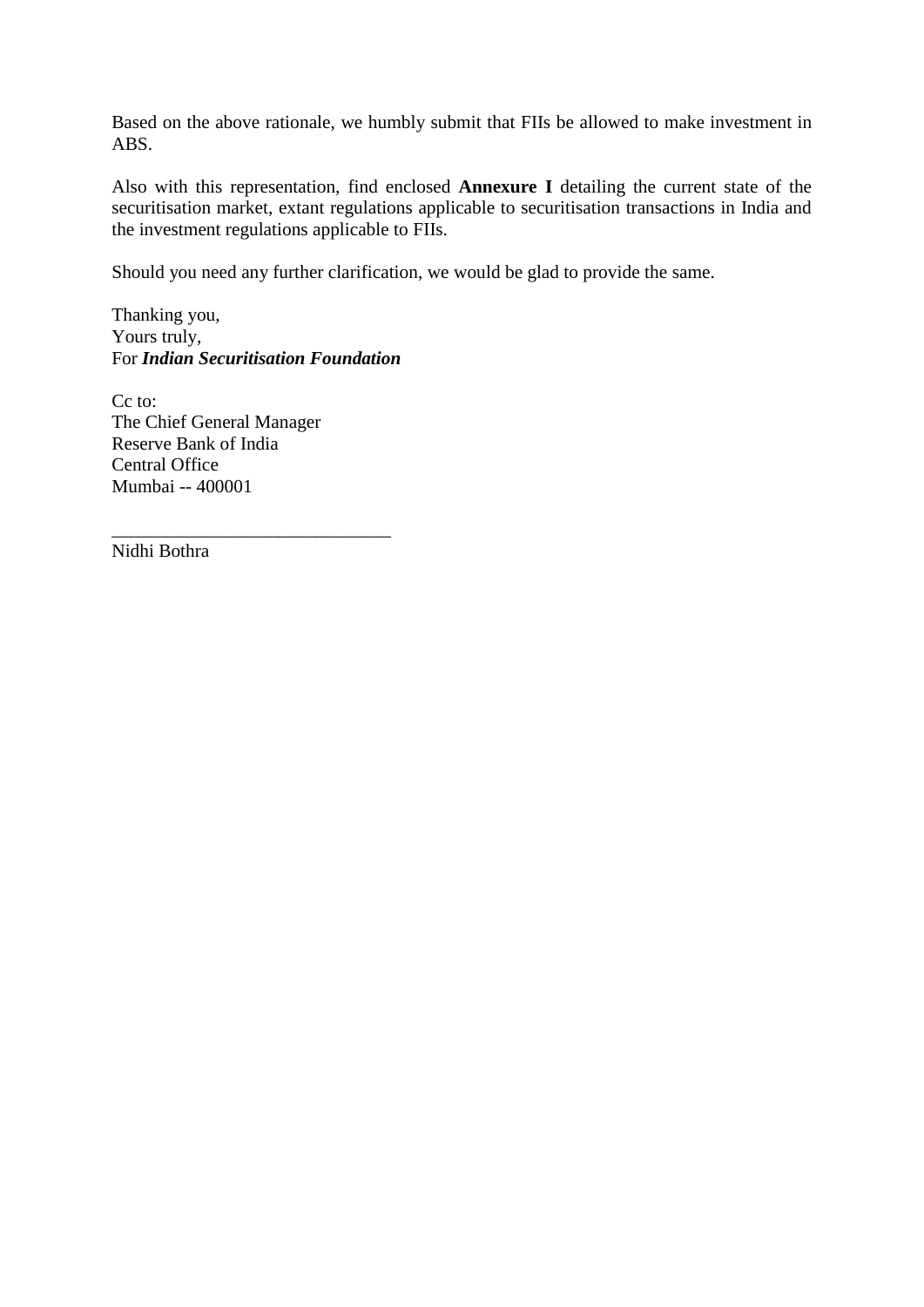Based on the above rationale, we humbly submit that FIIs be allowed to make investment in ABS.

Also with this representation, find enclosed **Annexure I** detailing the current state of the securitisation market, extant regulations applicable to securitisation transactions in India and the investment regulations applicable to FIIs.

Should you need any further clarification, we would be glad to provide the same.

Thanking you,
Yours truly,
For ***Indian Securitisation Foundation***

Cc to:
The Chief General Manager
Reserve Bank of India
Central Office
Mumbai -- 400001

_____________________________
Nidhi Bothra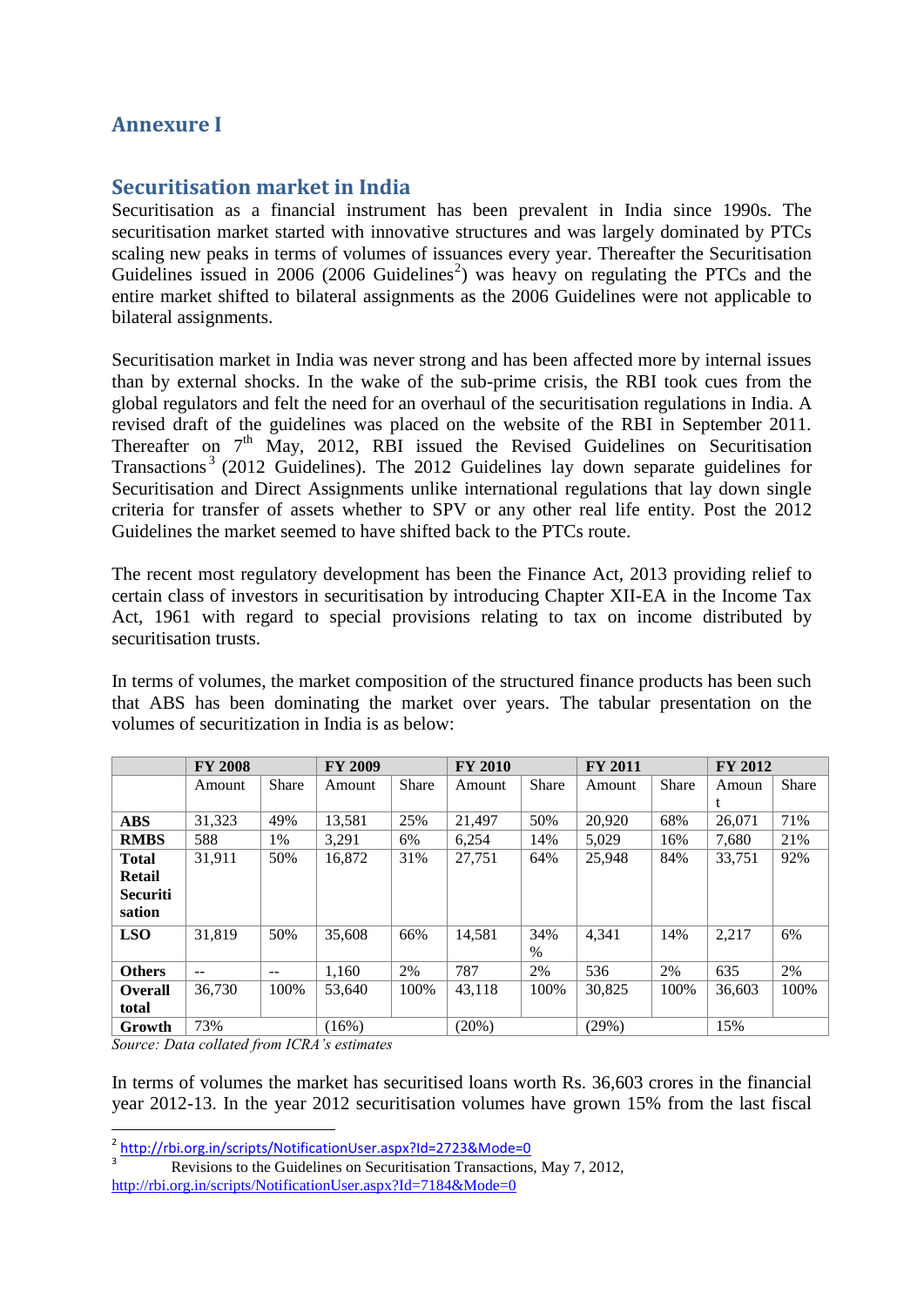# Annexure I

## Securitisation market in India

Securitisation as a financial instrument has been prevalent in India since 1990s. The securitisation market started with innovative structures and was largely dominated by PTCs scaling new peaks in terms of volumes of issuances every year. Thereafter the Securitisation Guidelines issued in 2006 (2006 Guidelines[2]) was heavy on regulating the PTCs and the entire market shifted to bilateral assignments as the 2006 Guidelines were not applicable to bilateral assignments.

Securitisation market in India was never strong and has been affected more by internal issues than by external shocks. In the wake of the sub-prime crisis, the RBI took cues from the global regulators and felt the need for an overhaul of the securitisation regulations in India. A revised draft of the guidelines was placed on the website of the RBI in September 2011. Thereafter on 7th May, 2012, RBI issued the Revised Guidelines on Securitisation Transactions[3] (2012 Guidelines). The 2012 Guidelines lay down separate guidelines for Securitisation and Direct Assignments unlike international regulations that lay down single criteria for transfer of assets whether to SPV or any other real life entity. Post the 2012 Guidelines the market seemed to have shifted back to the PTCs route.

The recent most regulatory development has been the Finance Act, 2013 providing relief to certain class of investors in securitisation by introducing Chapter XII-EA in the Income Tax Act, 1961 with regard to special provisions relating to tax on income distributed by securitisation trusts.

In terms of volumes, the market composition of the structured finance products has been such that ABS has been dominating the market over years. The tabular presentation on the volumes of securitization in India is as below:

| | FY 2008 | | FY 2009 | | FY 2010 | | FY 2011 | | FY 2012 | |
|---|---|---|---|---|---|---|---|---|---|---|
| | Amount | Share | Amount | Share | Amount | Share | Amount | Share | Amount | Share |
| **ABS** | 31,323 | 49% | 13,581 | 25% | 21,497 | 50% | 20,920 | 68% | 26,071 | 71% |
| **RMBS** | 588 | 1% | 3,291 | 6% | 6,254 | 14% | 5,029 | 16% | 7,680 | 21% |
| **Total Retail Securitisation** | 31,911 | 50% | 16,872 | 31% | 27,751 | 64% | 25,948 | 84% | 33,751 | 92% |
| **LSO** | 31,819 | 50% | 35,608 | 66% | 14,581 | 34% | 4,341 | 14% | 2,217 | 6% |
| **Others** | -- | -- | 1,160 | 2% | 787 | 2% | 536 | 2% | 635 | 2% |
| **Overall total** | 36,730 | 100% | 53,640 | 100% | 43,118 | 100% | 30,825 | 100% | 36,603 | 100% |
| **Growth** | 73% | | (16%) | | (20%) | | (29%) | | 15% | |

*Source: Data collated from ICRA's estimates*

In terms of volumes the market has securitised loans worth Rs. 36,603 crores in the financial year 2012-13. In the year 2012 securitisation volumes have grown 15% from the last fiscal

[2] http://rbi.org.in/scripts/NotificationUser.aspx?Id=2723&Mode=0

[3] Revisions to the Guidelines on Securitisation Transactions, May 7, 2012, http://rbi.org.in/scripts/NotificationUser.aspx?Id=7184&Mode=0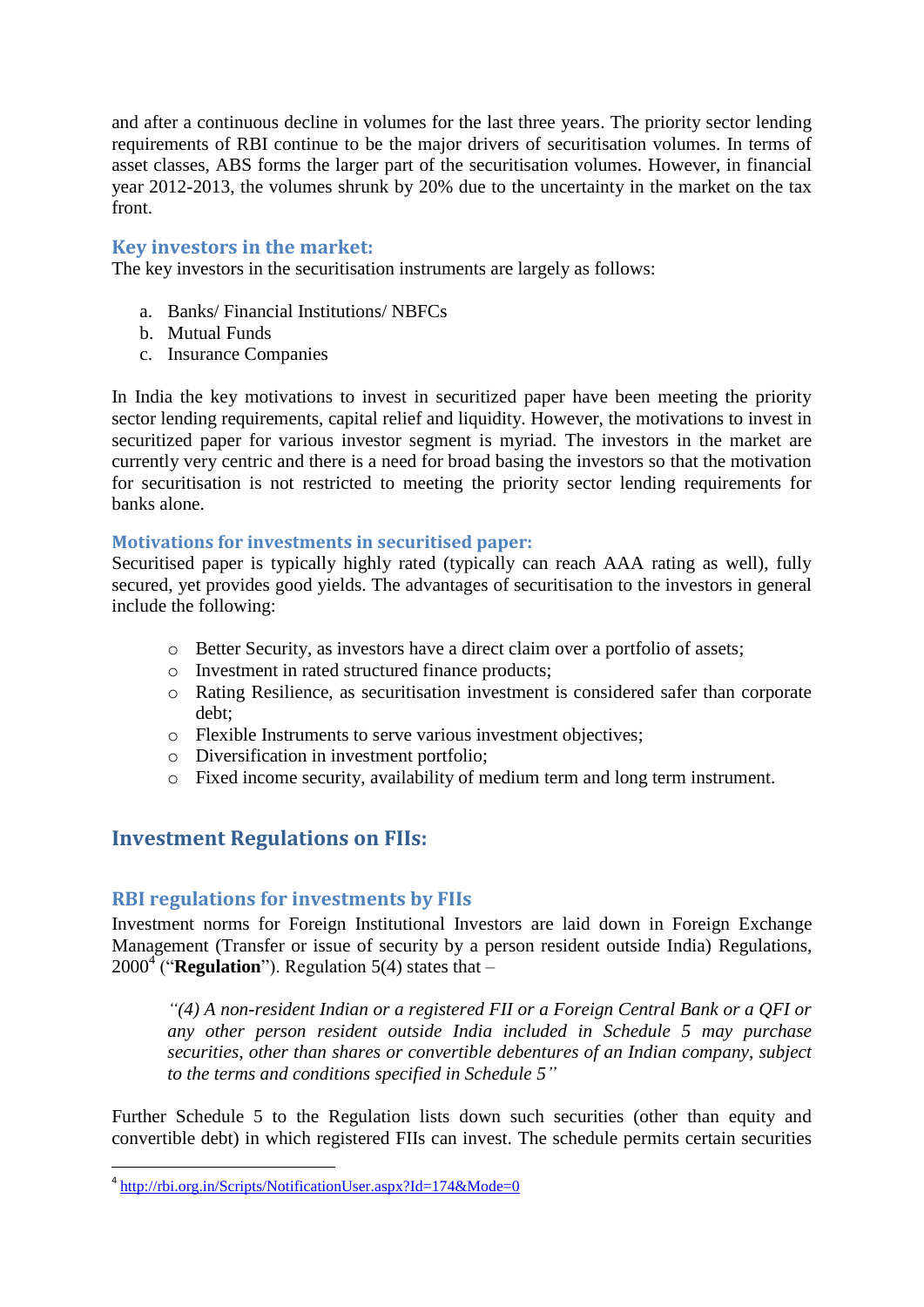and after a continuous decline in volumes for the last three years. The priority sector lending requirements of RBI continue to be the major drivers of securitisation volumes. In terms of asset classes, ABS forms the larger part of the securitisation volumes. However, in financial year 2012-2013, the volumes shrunk by 20% due to the uncertainty in the market on the tax front.

### Key investors in the market:

The key investors in the securitisation instruments are largely as follows:

a. Banks/ Financial Institutions/ NBFCs
b. Mutual Funds
c. Insurance Companies

In India the key motivations to invest in securitized paper have been meeting the priority sector lending requirements, capital relief and liquidity. However, the motivations to invest in securitized paper for various investor segment is myriad. The investors in the market are currently very centric and there is a need for broad basing the investors so that the motivation for securitisation is not restricted to meeting the priority sector lending requirements for banks alone.

### Motivations for investments in securitised paper:

Securitised paper is typically highly rated (typically can reach AAA rating as well), fully secured, yet provides good yields. The advantages of securitisation to the investors in general include the following:

- Better Security, as investors have a direct claim over a portfolio of assets;
- Investment in rated structured finance products;
- Rating Resilience, as securitisation investment is considered safer than corporate debt;
- Flexible Instruments to serve various investment objectives;
- Diversification in investment portfolio;
- Fixed income security, availability of medium term and long term instrument.

## Investment Regulations on FIIs:

### RBI regulations for investments by FIIs

Investment norms for Foreign Institutional Investors are laid down in Foreign Exchange Management (Transfer or issue of security by a person resident outside India) Regulations, 2000[4] ("**Regulation**"). Regulation 5(4) states that –

> *"(4) A non-resident Indian or a registered FII or a Foreign Central Bank or a QFI or any other person resident outside India included in Schedule 5 may purchase securities, other than shares or convertible debentures of an Indian company, subject to the terms and conditions specified in Schedule 5"*

Further Schedule 5 to the Regulation lists down such securities (other than equity and convertible debt) in which registered FIIs can invest. The schedule permits certain securities

[4] http://rbi.org.in/Scripts/NotificationUser.aspx?Id=174&Mode=0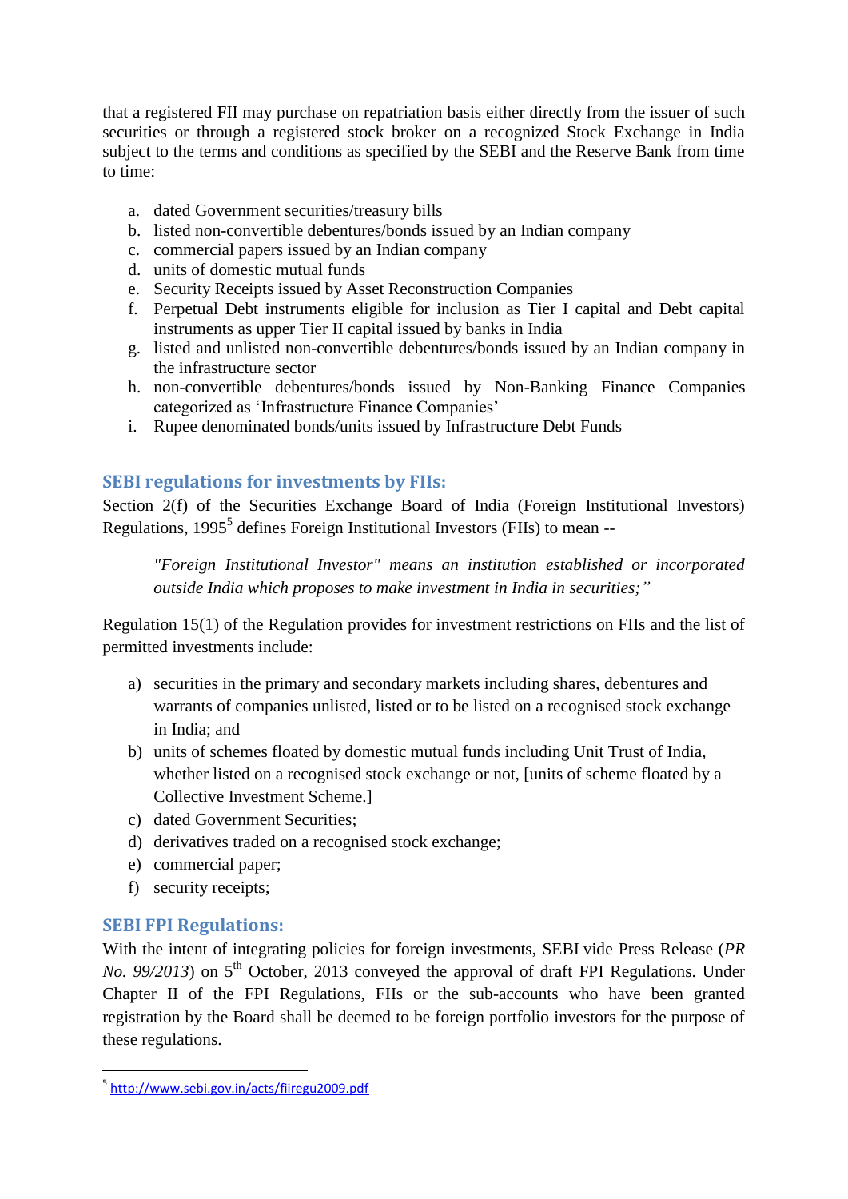that a registered FII may purchase on repatriation basis either directly from the issuer of such securities or through a registered stock broker on a recognized Stock Exchange in India subject to the terms and conditions as specified by the SEBI and the Reserve Bank from time to time:

a. dated Government securities/treasury bills
b. listed non-convertible debentures/bonds issued by an Indian company
c. commercial papers issued by an Indian company
d. units of domestic mutual funds
e. Security Receipts issued by Asset Reconstruction Companies
f. Perpetual Debt instruments eligible for inclusion as Tier I capital and Debt capital instruments as upper Tier II capital issued by banks in India
g. listed and unlisted non-convertible debentures/bonds issued by an Indian company in the infrastructure sector
h. non-convertible debentures/bonds issued by Non-Banking Finance Companies categorized as 'Infrastructure Finance Companies'
i. Rupee denominated bonds/units issued by Infrastructure Debt Funds

## SEBI regulations for investments by FIIs:

Section 2(f) of the Securities Exchange Board of India (Foreign Institutional Investors) Regulations, 1995[5] defines Foreign Institutional Investors (FIIs) to mean --

> *"Foreign Institutional Investor" means an institution established or incorporated outside India which proposes to make investment in India in securities;"*

Regulation 15(1) of the Regulation provides for investment restrictions on FIIs and the list of permitted investments include:

a) securities in the primary and secondary markets including shares, debentures and warrants of companies unlisted, listed or to be listed on a recognised stock exchange in India; and
b) units of schemes floated by domestic mutual funds including Unit Trust of India, whether listed on a recognised stock exchange or not, [units of scheme floated by a Collective Investment Scheme.]
c) dated Government Securities;
d) derivatives traded on a recognised stock exchange;
e) commercial paper;
f) security receipts;

## SEBI FPI Regulations:

With the intent of integrating policies for foreign investments, SEBI vide Press Release (*PR No. 99/2013*) on 5th October, 2013 conveyed the approval of draft FPI Regulations. Under Chapter II of the FPI Regulations, FIIs or the sub-accounts who have been granted registration by the Board shall be deemed to be foreign portfolio investors for the purpose of these regulations.

---

[5] http://www.sebi.gov.in/acts/fiiregu2009.pdf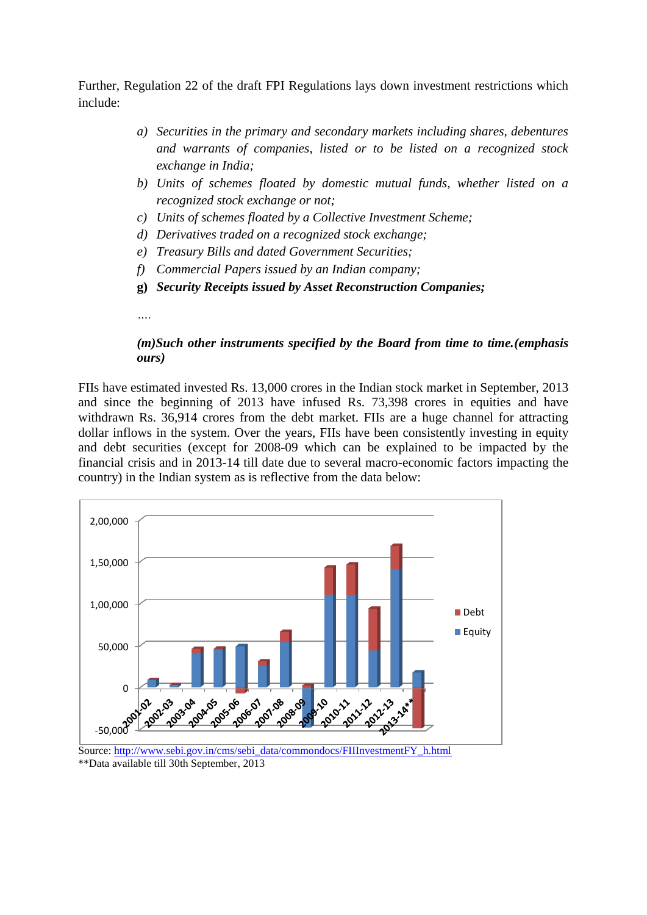Further, Regulation 22 of the draft FPI Regulations lays down investment restrictions which include:

> a) *Securities in the primary and secondary markets including shares, debentures and warrants of companies, listed or to be listed on a recognized stock exchange in India;*
> b) *Units of schemes floated by domestic mutual funds, whether listed on a recognized stock exchange or not;*
> c) *Units of schemes floated by a Collective Investment Scheme;*
> d) *Derivatives traded on a recognized stock exchange;*
> e) *Treasury Bills and dated Government Securities;*
> f) *Commercial Papers issued by an Indian company;*
> **g) *Security Receipts issued by Asset Reconstruction Companies;***
>
> *….*
>
> ***(m)Such other instruments specified by the Board from time to time.(emphasis ours)***

FIIs have estimated invested Rs. 13,000 crores in the Indian stock market in September, 2013 and since the beginning of 2013 have infused Rs. 73,398 crores in equities and have withdrawn Rs. 36,914 crores from the debt market. FIIs are a huge channel for attracting dollar inflows in the system. Over the years, FIIs have been consistently investing in equity and debt securities (except for 2008-09 which can be explained to be impacted by the financial crisis and in 2013-14 till date due to several macro-economic factors impacting the country) in the Indian system as is reflective from the data below:

2,00,000
1,50,000
1,00,000
50,000
0
-50,000

2001-02
2002-03
2003-04
2004-05
2005-06
2006-07
2007-08
2008-09
2009-10
2010-11
2011-12
2012-13
2013-14**

Debt
Equity

Source: http://www.sebi.gov.in/cms/sebi_data/commondocs/FIIInvestmentFY_h.html

**Data available till 30th September, 2013